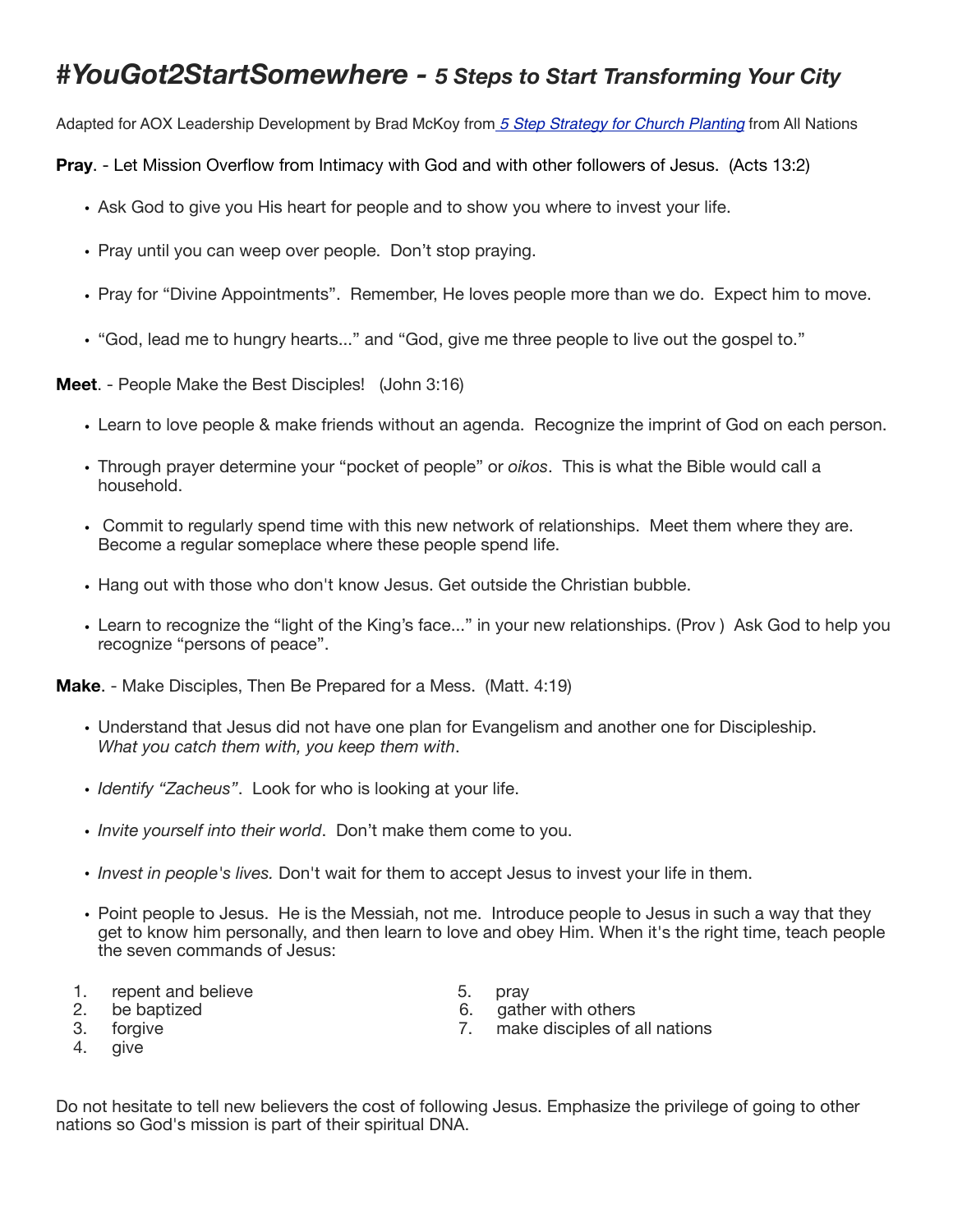# *#YouGot2StartSomewhere - 5 Steps to Start Transforming Your City*

Adapted for AOX Leadership Development by Brad McKoy from [*5 Step Strategy for Church Planting*]() from All Nations

**Pray**. - Let Mission Overflow from Intimacy with God and with other followers of Jesus. (Acts 13:2)

- Ask God to give you His heart for people and to show you where to invest your life.
- Pray until you can weep over people. Don't stop praying.
- Pray for "Divine Appointments". Remember, He loves people more than we do. Expect him to move.
- "God, lead me to hungry hearts..." and "God, give me three people to live out the gospel to."

**Meet**. - People Make the Best Disciples! (John 3:16)

- Learn to love people & make friends without an agenda. Recognize the imprint of God on each person.
- Through prayer determine your "pocket of people" or *oikos*. This is what the Bible would call a household.
- Commit to regularly spend time with this new network of relationships. Meet them where they are. Become a regular someplace where these people spend life.
- Hang out with those who don't know Jesus. Get outside the Christian bubble.
- Learn to recognize the "light of the King's face..." in your new relationships. (Prov ) Ask God to help you recognize "persons of peace".

**Make**. - Make Disciples, Then Be Prepared for a Mess. (Matt. 4:19)

- Understand that Jesus did not have one plan for Evangelism and another one for Discipleship. *What you catch them with, you keep them with*.
- *Identify "Zacheus"*. Look for who is looking at your life.
- *Invite yourself into their world*. Don't make them come to you.
- *Invest in people's lives.* Don't wait for them to accept Jesus to invest your life in them.
- Point people to Jesus. He is the Messiah, not me. Introduce people to Jesus in such a way that they get to know him personally, and then learn to love and obey Him. When it's the right time, teach people the seven commands of Jesus:

1. repent and believe
2. be baptized
3. forgive
4. give
5. pray
6. gather with others
7. make disciples of all nations

Do not hesitate to tell new believers the cost of following Jesus. Emphasize the privilege of going to other nations so God's mission is part of their spiritual DNA.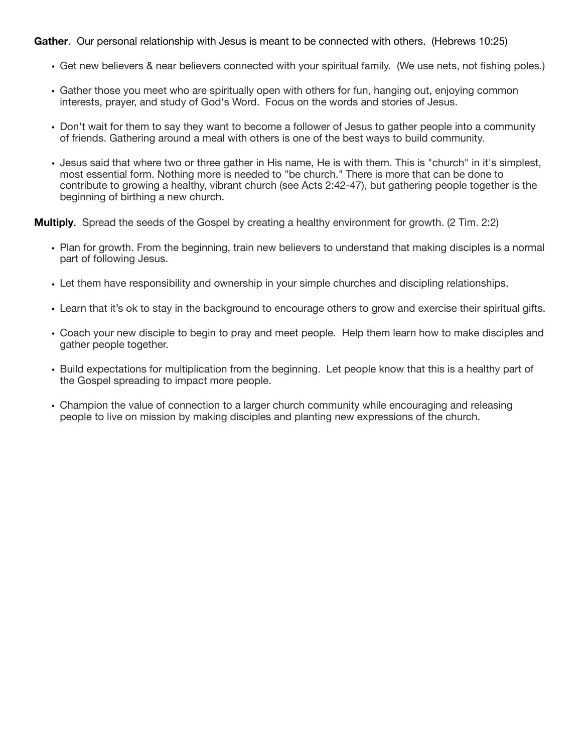**Gather**. Our personal relationship with Jesus is meant to be connected with others. (Hebrews 10:25)

- Get new believers & near believers connected with your spiritual family. (We use nets, not fishing poles.)
- Gather those you meet who are spiritually open with others for fun, hanging out, enjoying common interests, prayer, and study of God's Word. Focus on the words and stories of Jesus.
- Don't wait for them to say they want to become a follower of Jesus to gather people into a community of friends. Gathering around a meal with others is one of the best ways to build community.
- Jesus said that where two or three gather in His name, He is with them. This is "church" in it's simplest, most essential form. Nothing more is needed to "be church." There is more that can be done to contribute to growing a healthy, vibrant church (see Acts 2:42-47), but gathering people together is the beginning of birthing a new church.

**Multiply**. Spread the seeds of the Gospel by creating a healthy environment for growth. (2 Tim. 2:2)

- Plan for growth. From the beginning, train new believers to understand that making disciples is a normal part of following Jesus.
- Let them have responsibility and ownership in your simple churches and discipling relationships.
- Learn that it's ok to stay in the background to encourage others to grow and exercise their spiritual gifts.
- Coach your new disciple to begin to pray and meet people. Help them learn how to make disciples and gather people together.
- Build expectations for multiplication from the beginning. Let people know that this is a healthy part of the Gospel spreading to impact more people.
- Champion the value of connection to a larger church community while encouraging and releasing people to live on mission by making disciples and planting new expressions of the church.